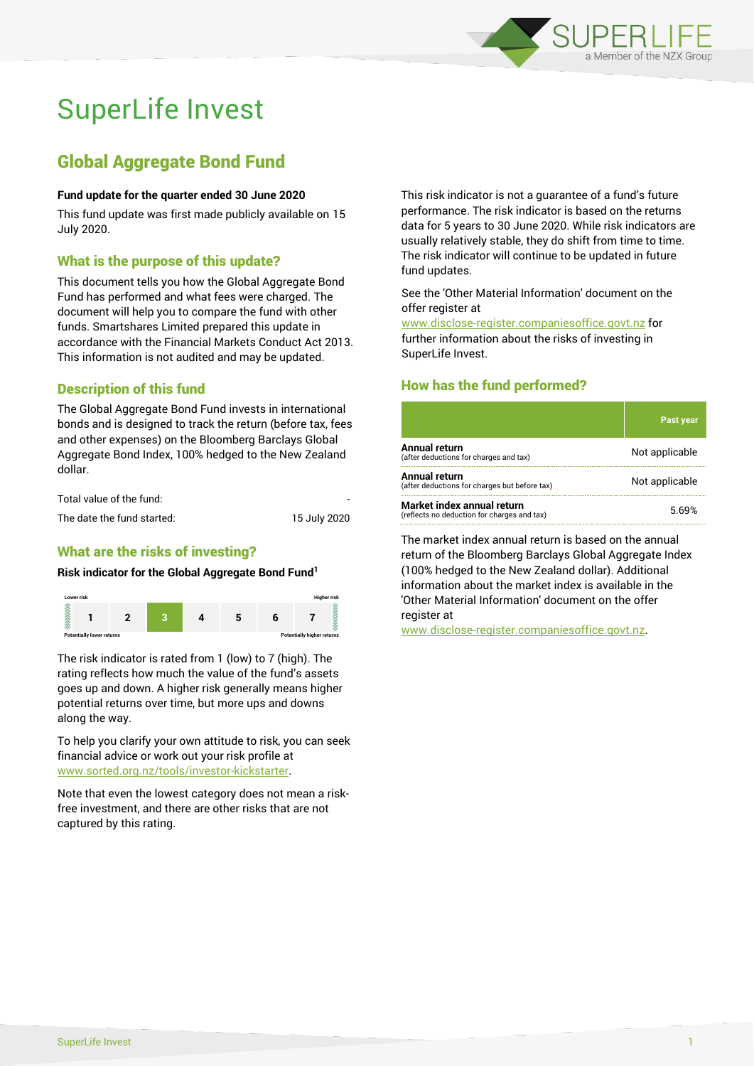# SuperLife Invest

## Global Aggregate Bond Fund

**Fund update for the quarter ended 30 June 2020**

This fund update was first made publicly available on 15 July 2020.

### What is the purpose of this update?

This document tells you how the Global Aggregate Bond Fund has performed and what fees were charged. The document will help you to compare the fund with other funds. Smartshares Limited prepared this update in accordance with the Financial Markets Conduct Act 2013. This information is not audited and may be updated.

### Description of this fund

The Global Aggregate Bond Fund invests in international bonds and is designed to track the return (before tax, fees and other expenses) on the Bloomberg Barclays Global Aggregate Bond Index, 100% hedged to the New Zealand dollar.

| | |
|---|---|
| Total value of the fund: | - |
| The date the fund started: | 15 July 2020 |

### What are the risks of investing?

**Risk indicator for the Global Aggregate Bond Fund[1]**

Lower risk — Higher risk

| 1 | 2 | **3** | 4 | 5 | 6 | 7 |
|---|---|---|---|---|---|---|

Potentially lower returns — Potentially higher returns

The risk indicator is rated from 1 (low) to 7 (high). The rating reflects how much the value of the fund's assets goes up and down. A higher risk generally means higher potential returns over time, but more ups and downs along the way.

To help you clarify your own attitude to risk, you can seek financial advice or work out your risk profile at www.sorted.org.nz/tools/investor-kickstarter.

Note that even the lowest category does not mean a risk-free investment, and there are other risks that are not captured by this rating.

This risk indicator is not a guarantee of a fund's future performance. The risk indicator is based on the returns data for 5 years to 30 June 2020. While risk indicators are usually relatively stable, they do shift from time to time. The risk indicator will continue to be updated in future fund updates.

See the 'Other Material Information' document on the offer register at www.disclose-register.companiesoffice.govt.nz for further information about the risks of investing in SuperLife Invest.

### How has the fund performed?

| | Past year |
|---|---|
| **Annual return** (after deductions for charges and tax) | Not applicable |
| **Annual return** (after deductions for charges but before tax) | Not applicable |
| **Market index annual return** (reflects no deduction for charges and tax) | 5.69% |

The market index annual return is based on the annual return of the Bloomberg Barclays Global Aggregate Index (100% hedged to the New Zealand dollar). Additional information about the market index is available in the 'Other Material Information' document on the offer register at www.disclose-register.companiesoffice.govt.nz.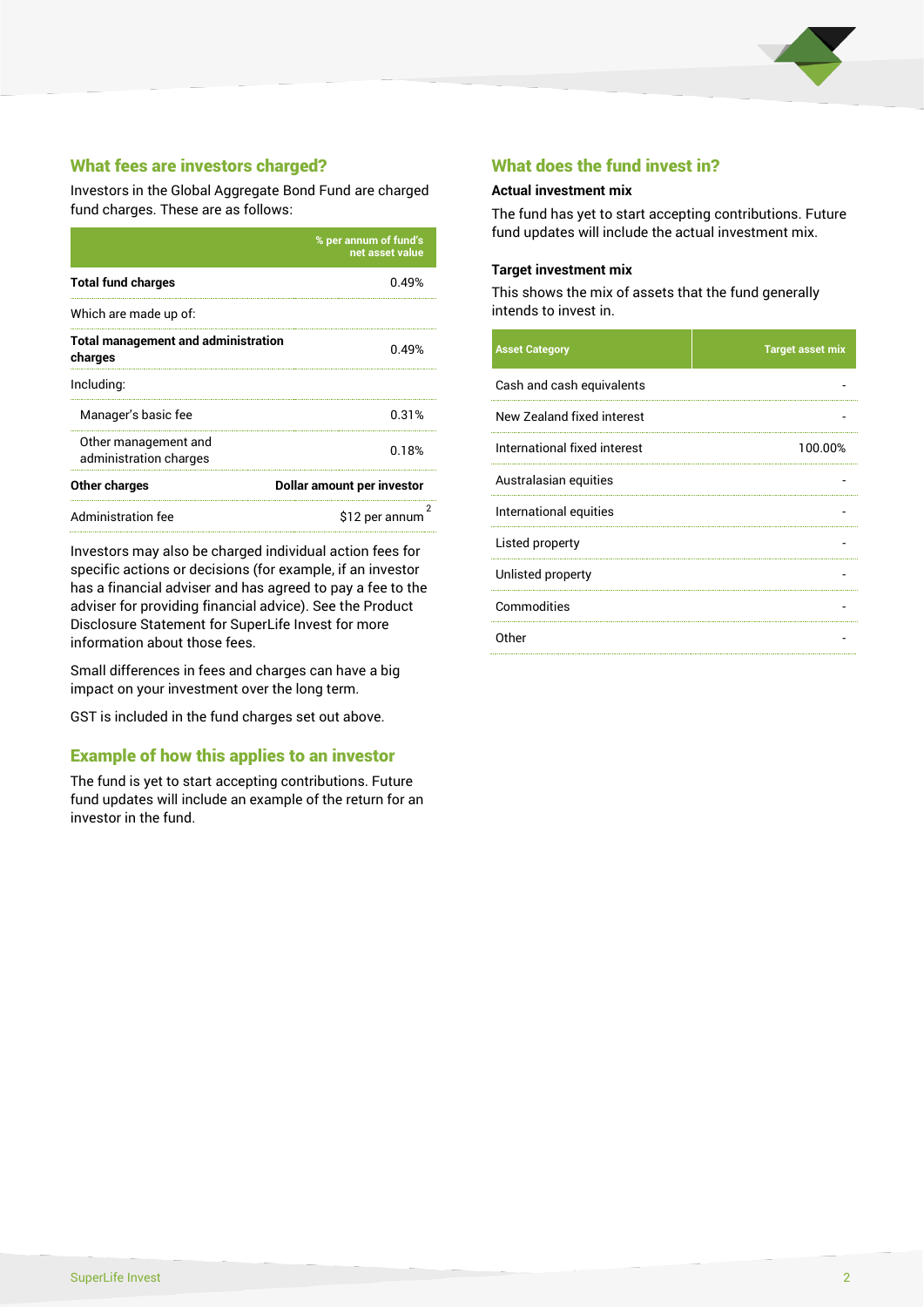## What fees are investors charged?

Investors in the Global Aggregate Bond Fund are charged fund charges. These are as follows:

| | % per annum of fund's net asset value |
|---|---|
| **Total fund charges** | 0.49% |
| Which are made up of: | |
| **Total management and administration charges** | 0.49% |
| Including: | |
| Manager's basic fee | 0.31% |
| Other management and administration charges | 0.18% |
| **Other charges** | **Dollar amount per investor** |
| Administration fee | $12 per annum [2] |

Investors may also be charged individual action fees for specific actions or decisions (for example, if an investor has a financial adviser and has agreed to pay a fee to the adviser for providing financial advice). See the Product Disclosure Statement for SuperLife Invest for more information about those fees.

Small differences in fees and charges can have a big impact on your investment over the long term.

GST is included in the fund charges set out above.

## Example of how this applies to an investor

The fund is yet to start accepting contributions. Future fund updates will include an example of the return for an investor in the fund.

## What does the fund invest in?

### Actual investment mix

The fund has yet to start accepting contributions. Future fund updates will include the actual investment mix.

### Target investment mix

This shows the mix of assets that the fund generally intends to invest in.

| Asset Category | Target asset mix |
|---|---|
| Cash and cash equivalents | - |
| New Zealand fixed interest | - |
| International fixed interest | 100.00% |
| Australasian equities | - |
| International equities | - |
| Listed property | - |
| Unlisted property | - |
| Commodities | - |
| Other | - |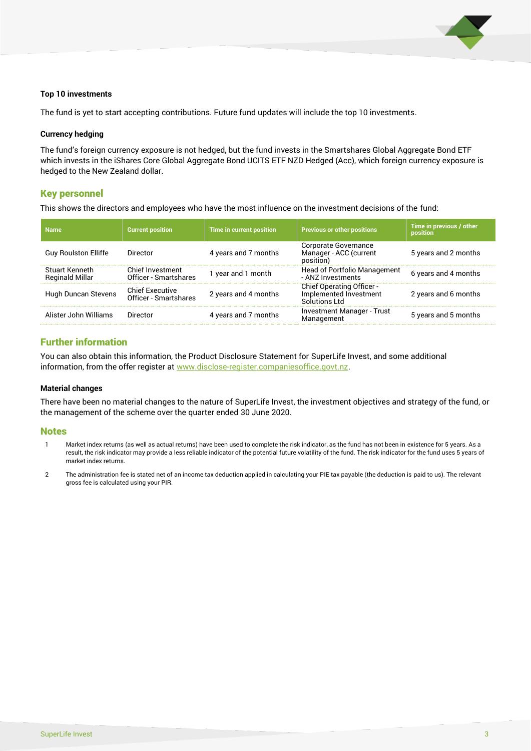#### Top 10 investments

The fund is yet to start accepting contributions. Future fund updates will include the top 10 investments.

#### Currency hedging

The fund's foreign currency exposure is not hedged, but the fund invests in the Smartshares Global Aggregate Bond ETF which invests in the iShares Core Global Aggregate Bond UCITS ETF NZD Hedged (Acc), which foreign currency exposure is hedged to the New Zealand dollar.

## Key personnel

This shows the directors and employees who have the most influence on the investment decisions of the fund:

| Name | Current position | Time in current position | Previous or other positions | Time in previous / other position |
|---|---|---|---|---|
| Guy Roulston Elliffe | Director | 4 years and 7 months | Corporate Governance Manager - ACC (current position) | 5 years and 2 months |
| Stuart Kenneth Reginald Millar | Chief Investment Officer - Smartshares | 1 year and 1 month | Head of Portfolio Management - ANZ Investments | 6 years and 4 months |
| Hugh Duncan Stevens | Chief Executive Officer - Smartshares | 2 years and 4 months | Chief Operating Officer - Implemented Investment Solutions Ltd | 2 years and 6 months |
| Alister John Williams | Director | 4 years and 7 months | Investment Manager - Trust Management | 5 years and 5 months |

## Further information

You can also obtain this information, the Product Disclosure Statement for SuperLife Invest, and some additional information, from the offer register at www.disclose-register.companiesoffice.govt.nz.

#### Material changes

There have been no material changes to the nature of SuperLife Invest, the investment objectives and strategy of the fund, or the management of the scheme over the quarter ended 30 June 2020.

## Notes

1. Market index returns (as well as actual returns) have been used to complete the risk indicator, as the fund has not been in existence for 5 years. As a result, the risk indicator may provide a less reliable indicator of the potential future volatility of the fund. The risk indicator for the fund uses 5 years of market index returns.
2. The administration fee is stated net of an income tax deduction applied in calculating your PIE tax payable (the deduction is paid to us). The relevant gross fee is calculated using your PIR.